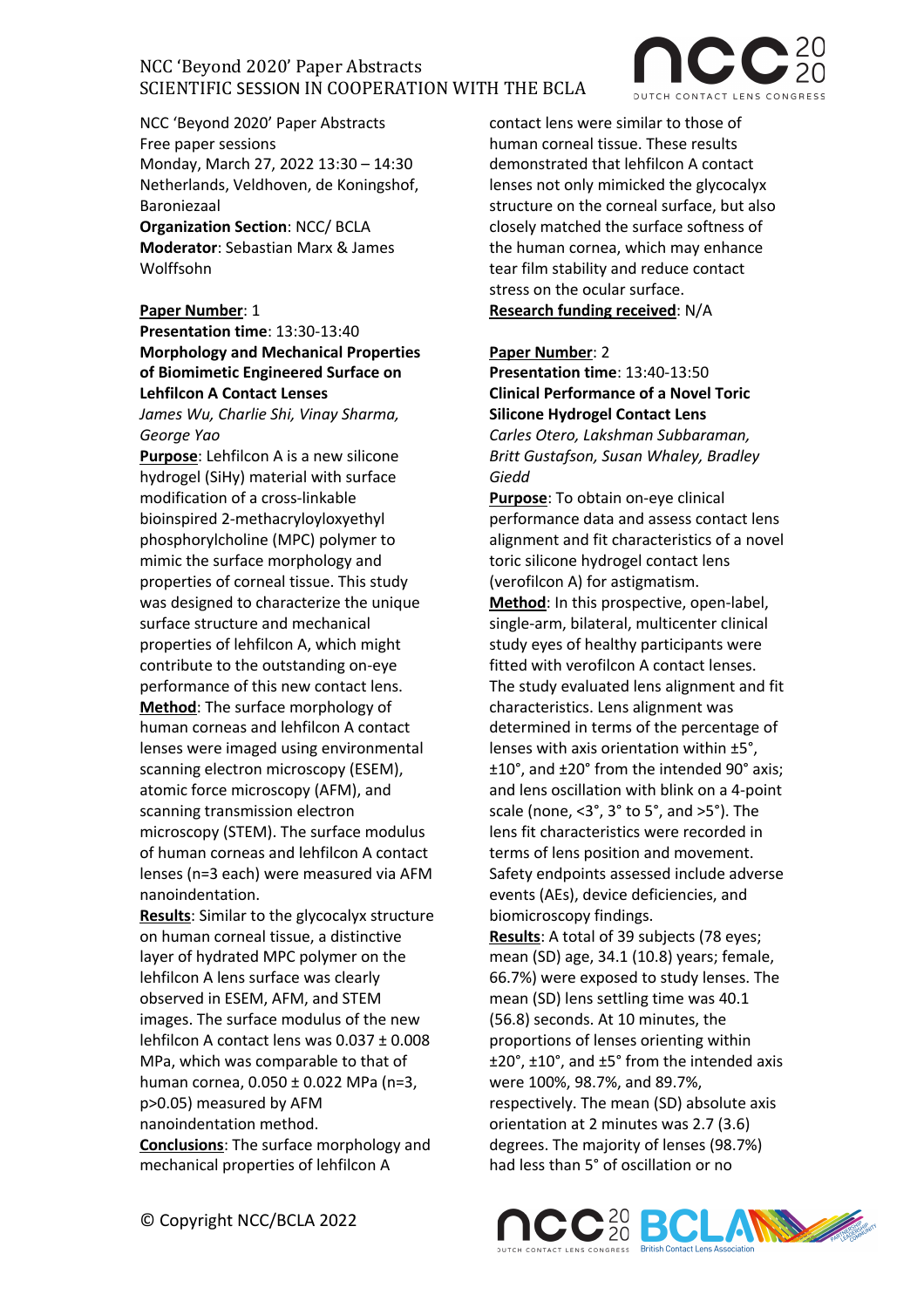NCC 'Beyond 2020' Paper Abstracts
Free paper sessions
Monday, March 27, 2022 13:30 – 14:30
Netherlands, Veldhoven, de Koningshof, Baroniezaal
**Organization Section**: NCC/ BCLA
**Moderator**: Sebastian Marx & James Wolffsohn

**Paper Number**: 1
**Presentation time**: 13:30-13:40
**Morphology and Mechanical Properties of Biomimetic Engineered Surface on Lehfilcon A Contact Lenses**
*James Wu, Charlie Shi, Vinay Sharma, George Yao*

**Purpose**: Lehfilcon A is a new silicone hydrogel (SiHy) material with surface modification of a cross-linkable bioinspired 2-methacryloyloxyethyl phosphorylcholine (MPC) polymer to mimic the surface morphology and properties of corneal tissue. This study was designed to characterize the unique surface structure and mechanical properties of lehfilcon A, which might contribute to the outstanding on-eye performance of this new contact lens.
**Method**: The surface morphology of human corneas and lehfilcon A contact lenses were imaged using environmental scanning electron microscopy (ESEM), atomic force microscopy (AFM), and scanning transmission electron microscopy (STEM). The surface modulus of human corneas and lehfilcon A contact lenses (n=3 each) were measured via AFM nanoindentation.
**Results**: Similar to the glycocalyx structure on human corneal tissue, a distinctive layer of hydrated MPC polymer on the lehfilcon A lens surface was clearly observed in ESEM, AFM, and STEM images. The surface modulus of the new lehfilcon A contact lens was $0.037 \pm 0.008$ MPa, which was comparable to that of human cornea, $0.050 \pm 0.022$ MPa ($n=3$, $p>0.05$) measured by AFM nanoindentation method.
**Conclusions**: The surface morphology and mechanical properties of lehfilcon A contact lens were similar to those of human corneal tissue. These results demonstrated that lehfilcon A contact lenses not only mimicked the glycocalyx structure on the corneal surface, but also closely matched the surface softness of the human cornea, which may enhance tear film stability and reduce contact stress on the ocular surface.
**Research funding received**: N/A

**Paper Number**: 2
**Presentation time**: 13:40-13:50
**Clinical Performance of a Novel Toric Silicone Hydrogel Contact Lens**
*Carles Otero, Lakshman Subbaraman, Britt Gustafson, Susan Whaley, Bradley Giedd*

**Purpose**: To obtain on-eye clinical performance data and assess contact lens alignment and fit characteristics of a novel toric silicone hydrogel contact lens (verofilcon A) for astigmatism.
**Method**: In this prospective, open-label, single-arm, bilateral, multicenter clinical study eyes of healthy participants were fitted with verofilcon A contact lenses. The study evaluated lens alignment and fit characteristics. Lens alignment was determined in terms of the percentage of lenses with axis orientation within ±5°, ±10°, and ±20° from the intended 90° axis; and lens oscillation with blink on a 4-point scale (none, <3°, 3° to 5°, and >5°). The lens fit characteristics were recorded in terms of lens position and movement. Safety endpoints assessed include adverse events (AEs), device deficiencies, and biomicroscopy findings.
**Results**: A total of 39 subjects (78 eyes; mean (SD) age, 34.1 (10.8) years; female, 66.7%) were exposed to study lenses. The mean (SD) lens settling time was 40.1 (56.8) seconds. At 10 minutes, the proportions of lenses orienting within ±20°, ±10°, and ±5° from the intended axis were 100%, 98.7%, and 89.7%, respectively. The mean (SD) absolute axis orientation at 2 minutes was 2.7 (3.6) degrees. The majority of lenses (98.7%) had less than 5° of oscillation or no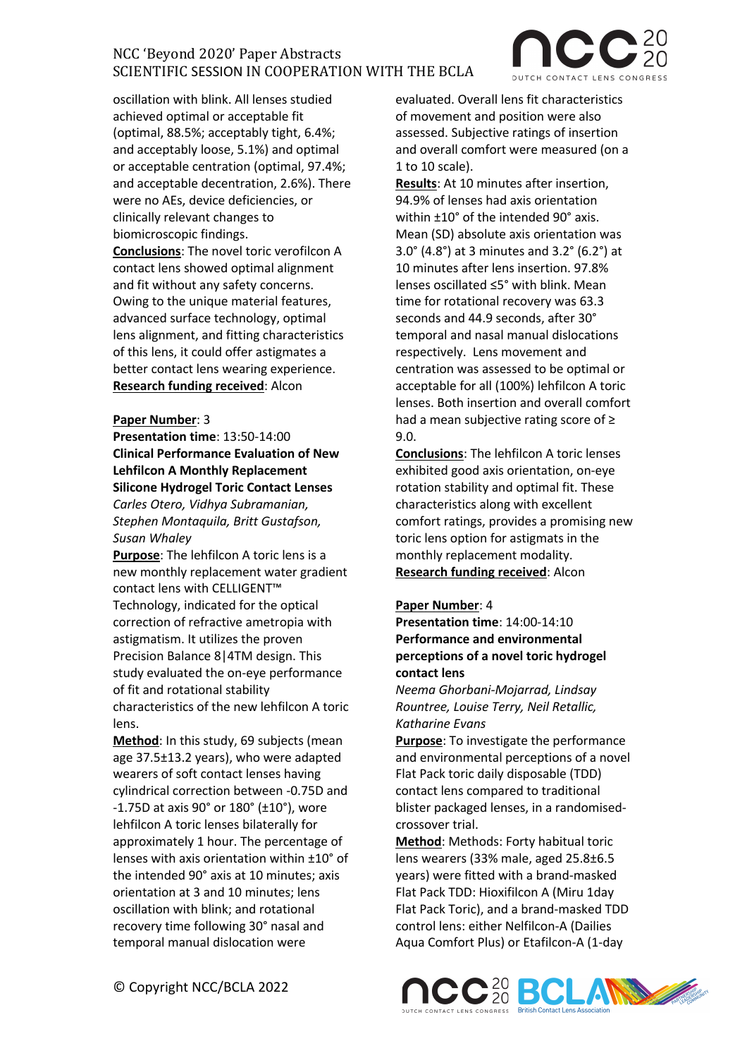oscillation with blink. All lenses studied achieved optimal or acceptable fit (optimal, 88.5%; acceptably tight, 6.4%; and acceptably loose, 5.1%) and optimal or acceptable centration (optimal, 97.4%; and acceptable decentration, 2.6%). There were no AEs, device deficiencies, or clinically relevant changes to biomicroscopic findings.

**Conclusions**: The novel toric verofilcon A contact lens showed optimal alignment and fit without any safety concerns. Owing to the unique material features, advanced surface technology, optimal lens alignment, and fitting characteristics of this lens, it could offer astigmates a better contact lens wearing experience.

**Research funding received**: Alcon

**Paper Number**: 3

**Presentation time**: 13:50-14:00

**Clinical Performance Evaluation of New Lehfilcon A Monthly Replacement Silicone Hydrogel Toric Contact Lenses**

*Carles Otero, Vidhya Subramanian, Stephen Montaquila, Britt Gustafson, Susan Whaley*

**Purpose**: The lehfilcon A toric lens is a new monthly replacement water gradient contact lens with CELLIGENT™ Technology, indicated for the optical correction of refractive ametropia with astigmatism. It utilizes the proven Precision Balance 8|4TM design. This study evaluated the on-eye performance of fit and rotational stability characteristics of the new lehfilcon A toric lens.

**Method**: In this study, 69 subjects (mean age 37.5±13.2 years), who were adapted wearers of soft contact lenses having cylindrical correction between -0.75D and -1.75D at axis 90° or 180° (±10°), wore lehfilcon A toric lenses bilaterally for approximately 1 hour. The percentage of lenses with axis orientation within ±10° of the intended 90° axis at 10 minutes; axis orientation at 3 and 10 minutes; lens oscillation with blink; and rotational recovery time following 30° nasal and temporal manual dislocation were evaluated. Overall lens fit characteristics of movement and position were also assessed. Subjective ratings of insertion and overall comfort were measured (on a 1 to 10 scale).

**Results**: At 10 minutes after insertion, 94.9% of lenses had axis orientation within ±10° of the intended 90° axis. Mean (SD) absolute axis orientation was 3.0° (4.8°) at 3 minutes and 3.2° (6.2°) at 10 minutes after lens insertion. 97.8% lenses oscillated ≤5° with blink. Mean time for rotational recovery was 63.3 seconds and 44.9 seconds, after 30° temporal and nasal manual dislocations respectively. Lens movement and centration was assessed to be optimal or acceptable for all (100%) lehfilcon A toric lenses. Both insertion and overall comfort had a mean subjective rating score of ≥ 9.0.

**Conclusions**: The lehfilcon A toric lenses exhibited good axis orientation, on-eye rotation stability and optimal fit. These characteristics along with excellent comfort ratings, provides a promising new toric lens option for astigmats in the monthly replacement modality.

**Research funding received**: Alcon

**Paper Number**: 4

**Presentation time**: 14:00-14:10

**Performance and environmental perceptions of a novel toric hydrogel contact lens**

*Neema Ghorbani-Mojarrad, Lindsay Rountree, Louise Terry, Neil Retallic, Katharine Evans*

**Purpose**: To investigate the performance and environmental perceptions of a novel Flat Pack toric daily disposable (TDD) contact lens compared to traditional blister packaged lenses, in a randomised-crossover trial.

**Method**: Methods: Forty habitual toric lens wearers (33% male, aged 25.8±6.5 years) were fitted with a brand-masked Flat Pack TDD: Hioxifilcon A (Miru 1day Flat Pack Toric), and a brand-masked TDD control lens: either Nelfilcon-A (Dailies Aqua Comfort Plus) or Etafilcon-A (1-day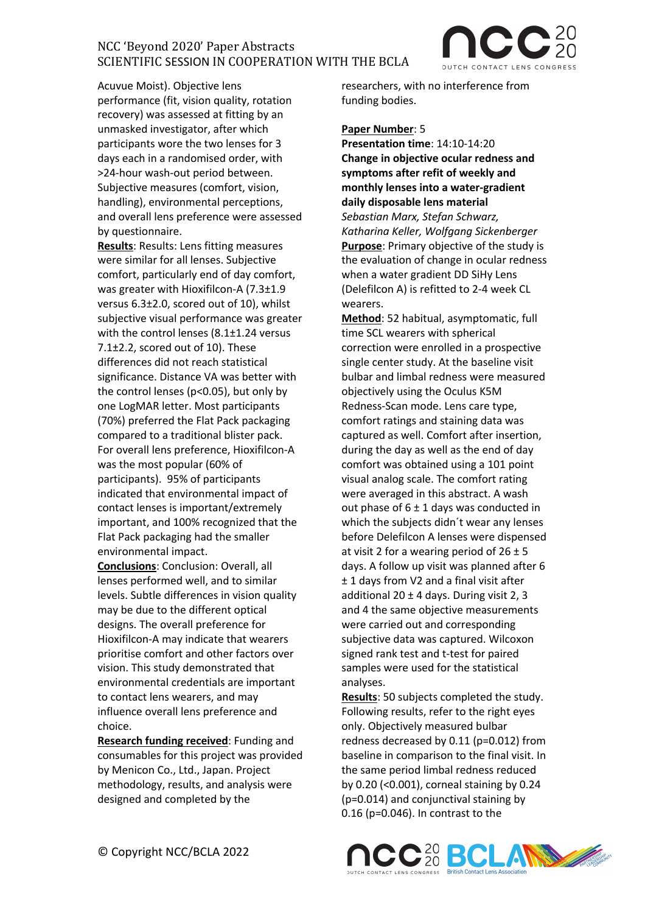Acuvue Moist). Objective lens performance (fit, vision quality, rotation recovery) was assessed at fitting by an unmasked investigator, after which participants wore the two lenses for 3 days each in a randomised order, with >24-hour wash-out period between. Subjective measures (comfort, vision, handling), environmental perceptions, and overall lens preference were assessed by questionnaire.

**Results**: Results: Lens fitting measures were similar for all lenses. Subjective comfort, particularly end of day comfort, was greater with Hioxifilcon-A (7.3±1.9 versus 6.3±2.0, scored out of 10), whilst subjective visual performance was greater with the control lenses (8.1±1.24 versus 7.1±2.2, scored out of 10). These differences did not reach statistical significance. Distance VA was better with the control lenses ($p<0.05$), but only by one LogMAR letter. Most participants (70%) preferred the Flat Pack packaging compared to a traditional blister pack. For overall lens preference, Hioxifilcon-A was the most popular (60% of participants). 95% of participants indicated that environmental impact of contact lenses is important/extremely important, and 100% recognized that the Flat Pack packaging had the smaller environmental impact.

**Conclusions**: Conclusion: Overall, all lenses performed well, and to similar levels. Subtle differences in vision quality may be due to the different optical designs. The overall preference for Hioxifilcon-A may indicate that wearers prioritise comfort and other factors over vision. This study demonstrated that environmental credentials are important to contact lens wearers, and may influence overall lens preference and choice.

**Research funding received**: Funding and consumables for this project was provided by Menicon Co., Ltd., Japan. Project methodology, results, and analysis were designed and completed by the researchers, with no interference from funding bodies.

**Paper Number**: 5

**Presentation time**: 14:10-14:20

**Change in objective ocular redness and symptoms after refit of weekly and monthly lenses into a water-gradient daily disposable lens material**

*Sebastian Marx, Stefan Schwarz, Katharina Keller, Wolfgang Sickenberger*

**Purpose**: Primary objective of the study is the evaluation of change in ocular redness when a water gradient DD SiHy Lens (Delefilcon A) is refitted to 2-4 week CL wearers.

**Method**: 52 habitual, asymptomatic, full time SCL wearers with spherical correction were enrolled in a prospective single center study. At the baseline visit bulbar and limbal redness were measured objectively using the Oculus K5M Redness-Scan mode. Lens care type, comfort ratings and staining data was captured as well. Comfort after insertion, during the day as well as the end of day comfort was obtained using a 101 point visual analog scale. The comfort rating were averaged in this abstract. A wash out phase of 6 ± 1 days was conducted in which the subjects didn´t wear any lenses before Delefilcon A lenses were dispensed at visit 2 for a wearing period of 26 ± 5 days. A follow up visit was planned after 6 ± 1 days from V2 and a final visit after additional 20 ± 4 days. During visit 2, 3 and 4 the same objective measurements were carried out and corresponding subjective data was captured. Wilcoxon signed rank test and t-test for paired samples were used for the statistical analyses.

**Results**: 50 subjects completed the study. Following results, refer to the right eyes only. Objectively measured bulbar redness decreased by 0.11 ($p=0.012$) from baseline in comparison to the final visit. In the same period limbal redness reduced by 0.20 ($<0.001$), corneal staining by 0.24 ($p=0.014$) and conjunctival staining by 0.16 ($p=0.046$). In contrast to the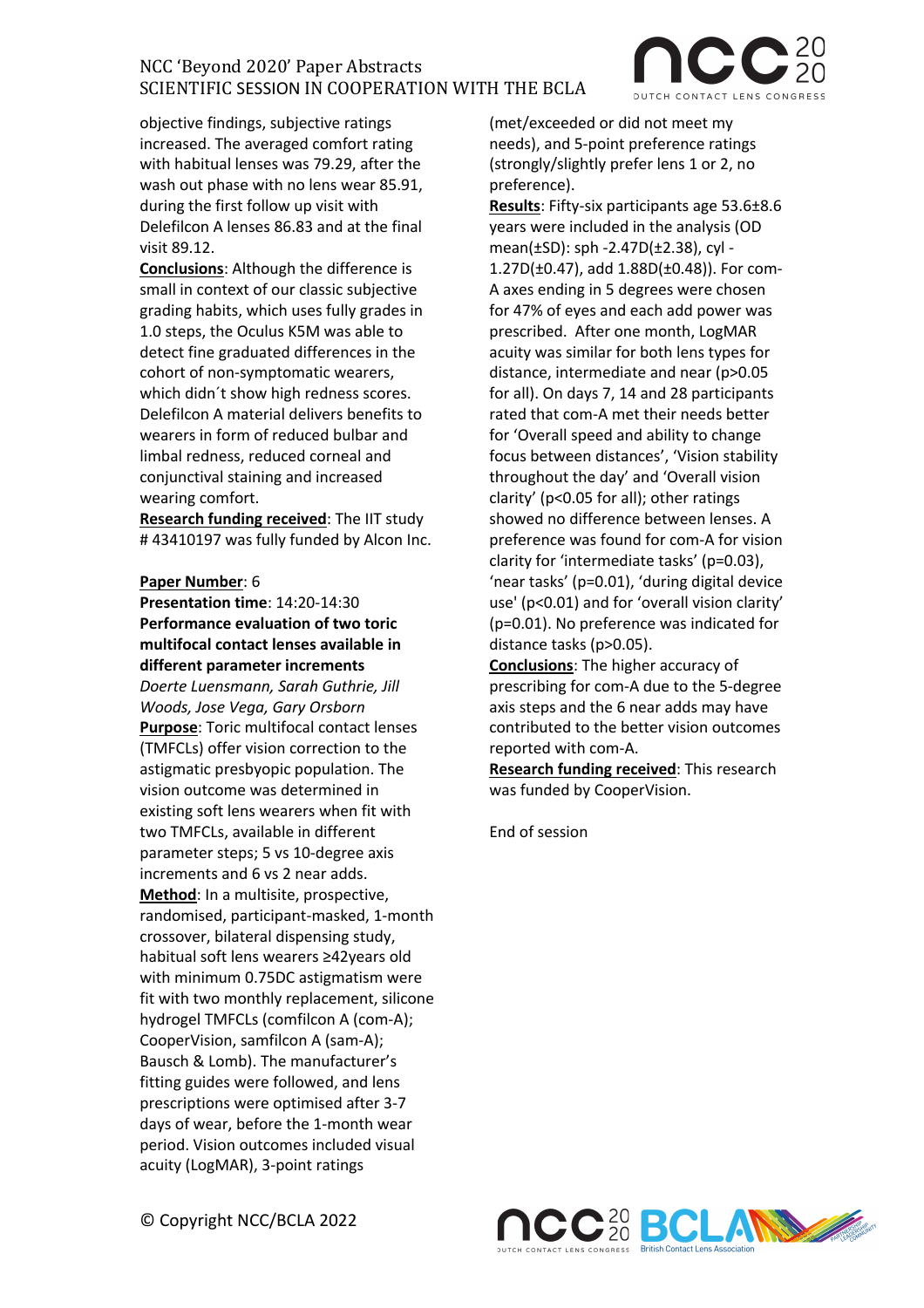objective findings, subjective ratings increased. The averaged comfort rating with habitual lenses was 79.29, after the wash out phase with no lens wear 85.91, during the first follow up visit with Delefilcon A lenses 86.83 and at the final visit 89.12.

**Conclusions**: Although the difference is small in context of our classic subjective grading habits, which uses fully grades in 1.0 steps, the Oculus K5M was able to detect fine graduated differences in the cohort of non-symptomatic wearers, which didn´t show high redness scores. Delefilcon A material delivers benefits to wearers in form of reduced bulbar and limbal redness, reduced corneal and conjunctival staining and increased wearing comfort.

**Research funding received**: The IIT study # 43410197 was fully funded by Alcon Inc.

**Paper Number**: 6

**Presentation time**: 14:20-14:30

**Performance evaluation of two toric multifocal contact lenses available in different parameter increments**

*Doerte Luensmann, Sarah Guthrie, Jill Woods, Jose Vega, Gary Orsborn*

**Purpose**: Toric multifocal contact lenses (TMFCLs) offer vision correction to the astigmatic presbyopic population. The vision outcome was determined in existing soft lens wearers when fit with two TMFCLs, available in different parameter steps; 5 vs 10-degree axis increments and 6 vs 2 near adds.

**Method**: In a multisite, prospective, randomised, participant-masked, 1-month crossover, bilateral dispensing study, habitual soft lens wearers ≥42years old with minimum 0.75DC astigmatism were fit with two monthly replacement, silicone hydrogel TMFCLs (comfilcon A (com-A); CooperVision, samfilcon A (sam-A); Bausch & Lomb). The manufacturer's fitting guides were followed, and lens prescriptions were optimised after 3-7 days of wear, before the 1-month wear period. Vision outcomes included visual acuity (LogMAR), 3-point ratings (met/exceeded or did not meet my needs), and 5-point preference ratings (strongly/slightly prefer lens 1 or 2, no preference).

**Results**: Fifty-six participants age 53.6±8.6 years were included in the analysis (OD mean(±SD): sph -2.47D(±2.38), cyl -1.27D(±0.47), add 1.88D(±0.48)). For com-A axes ending in 5 degrees were chosen for 47% of eyes and each add power was prescribed. After one month, LogMAR acuity was similar for both lens types for distance, intermediate and near ($p>0.05$ for all). On days 7, 14 and 28 participants rated that com-A met their needs better for 'Overall speed and ability to change focus between distances', 'Vision stability throughout the day' and 'Overall vision clarity' ($p<0.05$ for all); other ratings showed no difference between lenses. A preference was found for com-A for vision clarity for 'intermediate tasks' ($p=0.03$), 'near tasks' ($p=0.01$), 'during digital device use' ($p<0.01$) and for 'overall vision clarity' ($p=0.01$). No preference was indicated for distance tasks ($p>0.05$).

**Conclusions**: The higher accuracy of prescribing for com-A due to the 5-degree axis steps and the 6 near adds may have contributed to the better vision outcomes reported with com-A.

**Research funding received**: This research was funded by CooperVision.

End of session